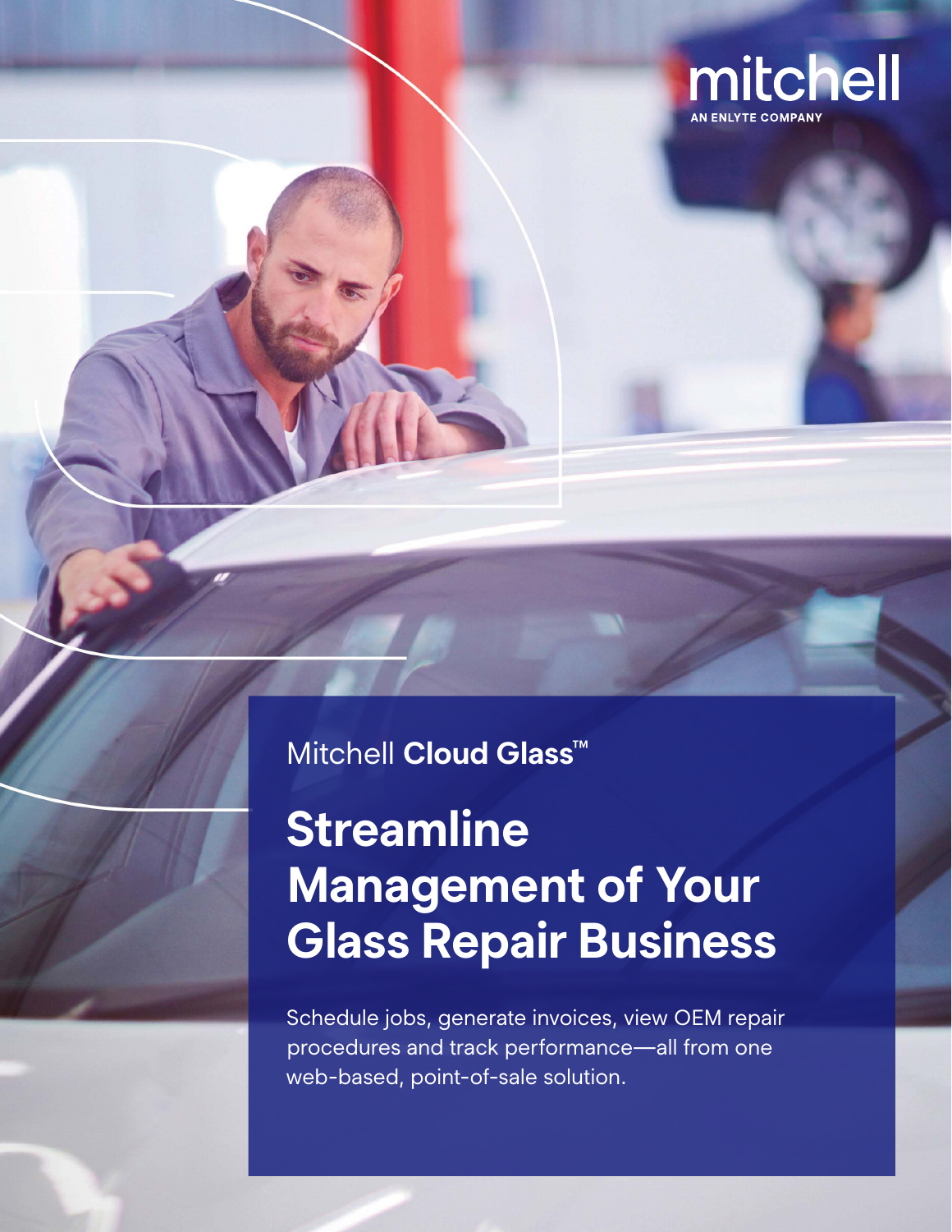mitchell

AN ENLYTE COMPANY

Mitchell **Cloud Glass™**

# Streamline Management of Your Glass Repair Business

Schedule jobs, generate invoices, view OEM repair procedures and track performance—all from one web-based, point-of-sale solution.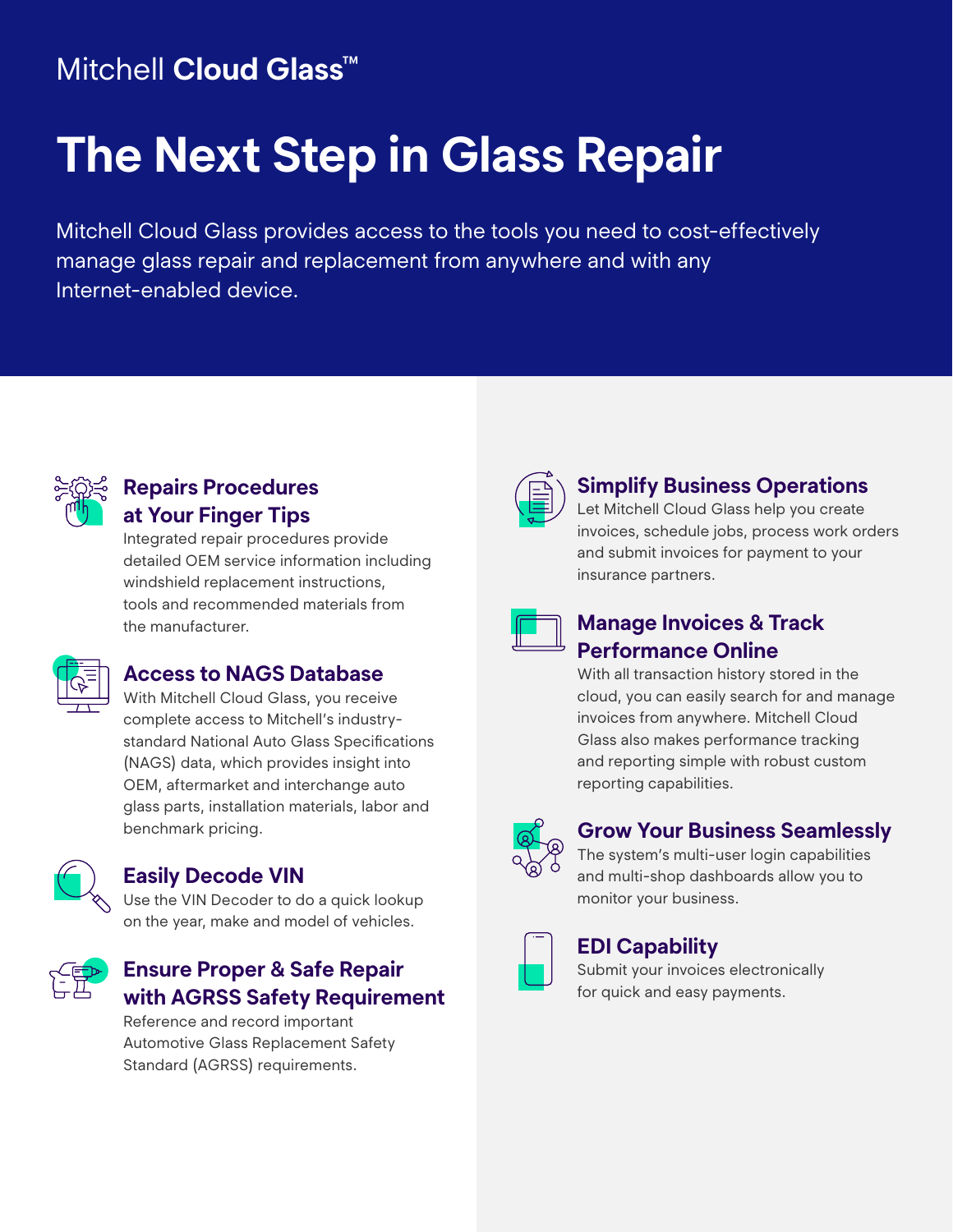Mitchell **Cloud Glass™**

# The Next Step in Glass Repair

Mitchell Cloud Glass provides access to the tools you need to cost-effectively manage glass repair and replacement from anywhere and with any Internet-enabled device.

## Repairs Procedures at Your Finger Tips

Integrated repair procedures provide detailed OEM service information including windshield replacement instructions, tools and recommended materials from the manufacturer.

## Access to NAGS Database

With Mitchell Cloud Glass, you receive complete access to Mitchell's industry-standard National Auto Glass Specifications (NAGS) data, which provides insight into OEM, aftermarket and interchange auto glass parts, installation materials, labor and benchmark pricing.

## Easily Decode VIN

Use the VIN Decoder to do a quick lookup on the year, make and model of vehicles.

## Ensure Proper & Safe Repair with AGRSS Safety Requirement

Reference and record important Automotive Glass Replacement Safety Standard (AGRSS) requirements.

## Simplify Business Operations

Let Mitchell Cloud Glass help you create invoices, schedule jobs, process work orders and submit invoices for payment to your insurance partners.

## Manage Invoices & Track Performance Online

With all transaction history stored in the cloud, you can easily search for and manage invoices from anywhere. Mitchell Cloud Glass also makes performance tracking and reporting simple with robust custom reporting capabilities.

## Grow Your Business Seamlessly

The system's multi-user login capabilities and multi-shop dashboards allow you to monitor your business.

## EDI Capability

Submit your invoices electronically for quick and easy payments.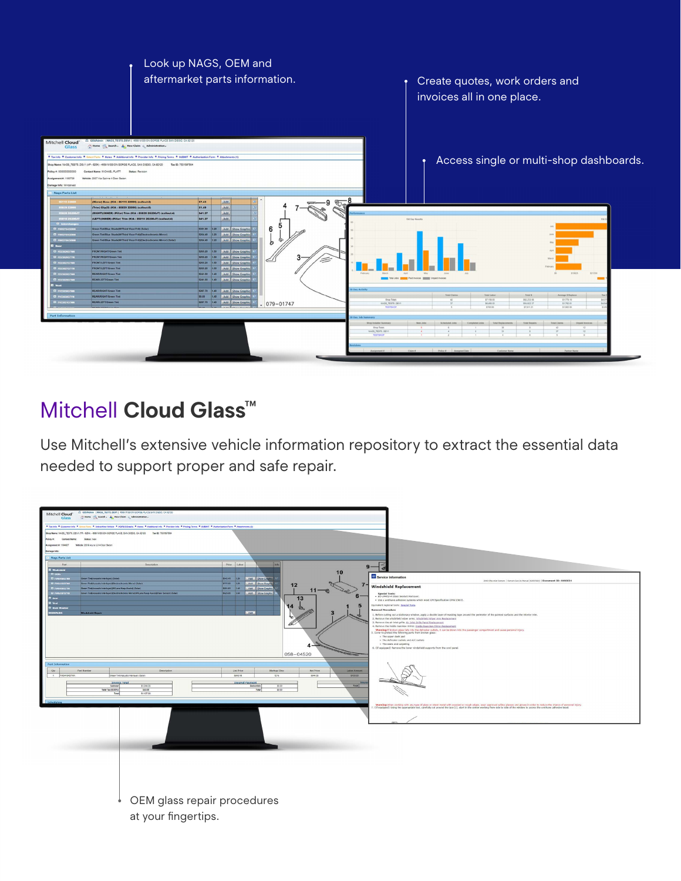Look up NAGS, OEM and aftermarket parts information.

Create quotes, work orders and invoices all in one place.

Access single or multi-shop dashboards.

## Mitchell **Cloud Glass™**

Use Mitchell's extensive vehicle information repository to extract the essential data needed to support proper and safe repair.

OEM glass repair procedures at your fingertips.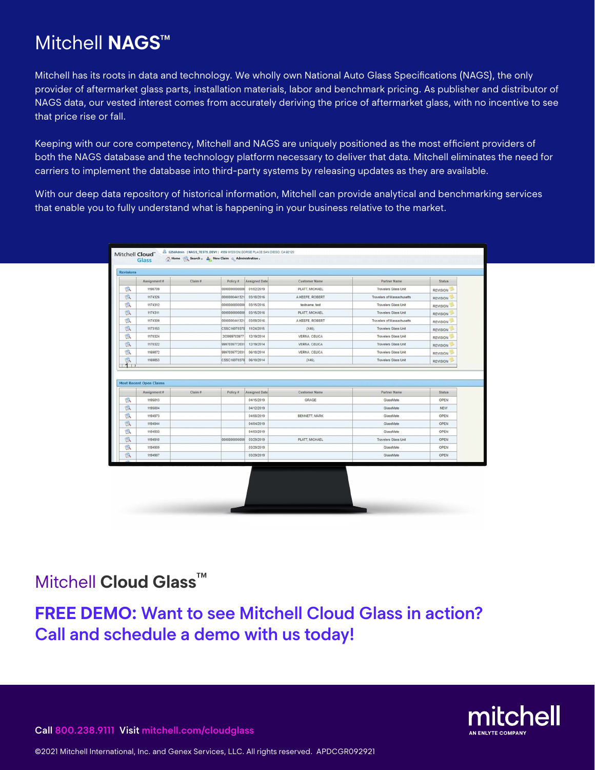# Mitchell NAGS™

Mitchell has its roots in data and technology. We wholly own National Auto Glass Specifications (NAGS), the only provider of aftermarket glass parts, installation materials, labor and benchmark pricing. As publisher and distributor of NAGS data, our vested interest comes from accurately deriving the price of aftermarket glass, with no incentive to see that price rise or fall.

Keeping with our core competency, Mitchell and NAGS are uniquely positioned as the most efficient providers of both the NAGS database and the technology platform necessary to deliver that data. Mitchell eliminates the need for carriers to implement the database into third-party systems by releasing updates as they are available.

With our deep data repository of historical information, Mitchell can provide analytical and benchmarking services that enable you to fully understand what is happening in your business relative to the market.

## Mitchell Cloud Glass™

## FREE DEMO: Want to see Mitchell Cloud Glass in action? Call and schedule a demo with us today!

**Call** 800.238.9111 **Visit** mitchell.com/cloudglass

mitchell
AN ENLYTE COMPANY

©2021 Mitchell International, Inc. and Genex Services, LLC. All rights reserved. APDCGR092921